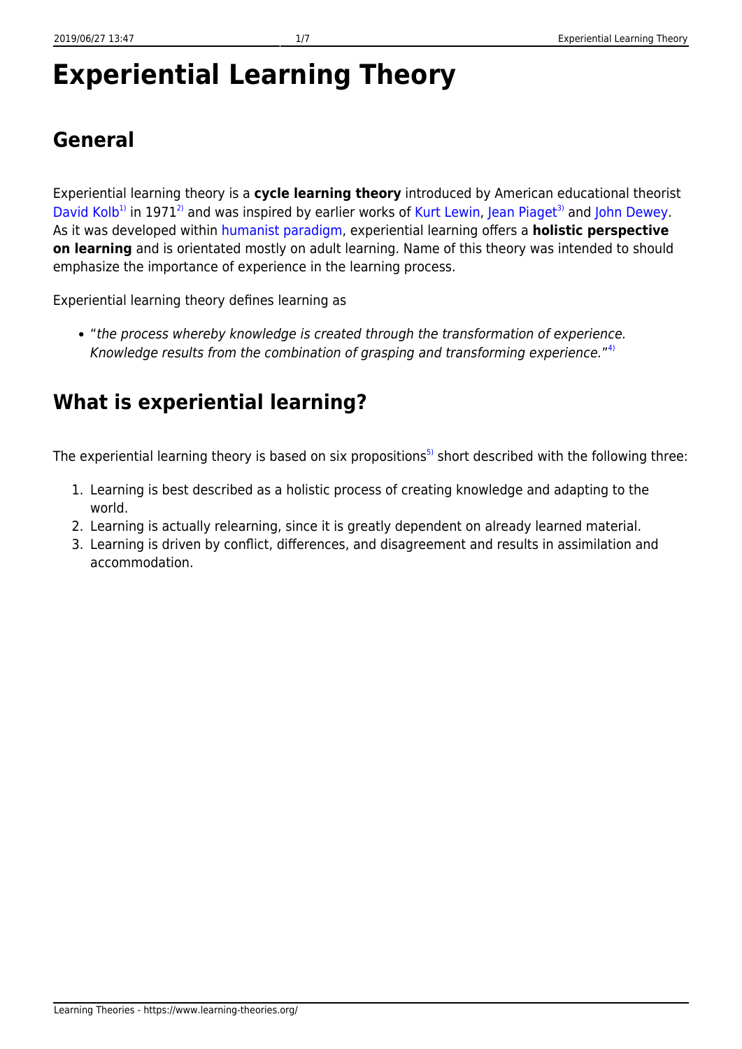# Experiential Learning Theory

## General

Experiential learning theory is a **cycle learning theory** introduced by American educational theorist David Kolb[1] in 1971[2] and was inspired by earlier works of Kurt Lewin, Jean Piaget[3] and John Dewey. As it was developed within humanist paradigm, experiential learning offers a **holistic perspective on learning** and is orientated mostly on adult learning. Name of this theory was intended to should emphasize the importance of experience in the learning process.

Experiential learning theory defines learning as

- "*the process whereby knowledge is created through the transformation of experience. Knowledge results from the combination of grasping and transforming experience.*"[4]

## What is experiential learning?

The experiential learning theory is based on six propositions[5] short described with the following three:

1. Learning is best described as a holistic process of creating knowledge and adapting to the world.
2. Learning is actually relearning, since it is greatly dependent on already learned material.
3. Learning is driven by conflict, differences, and disagreement and results in assimilation and accommodation.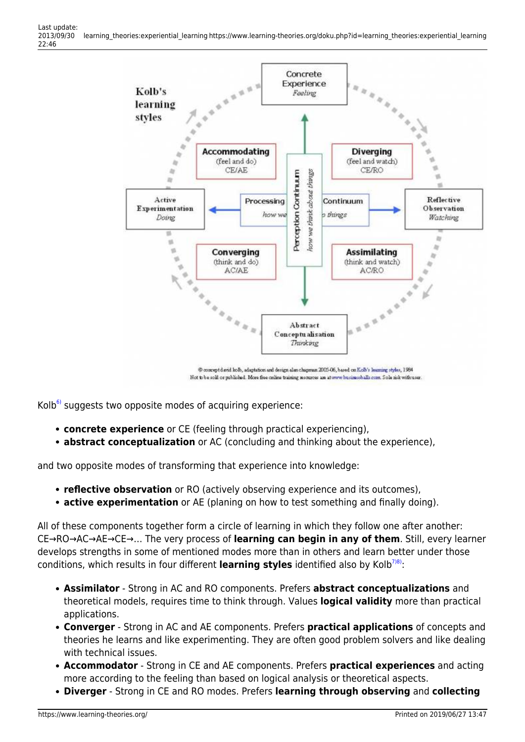Kolb[6] suggests two opposite modes of acquiring experience:

- **concrete experience** or CE (feeling through practical experiencing),
- **abstract conceptualization** or AC (concluding and thinking about the experience),

and two opposite modes of transforming that experience into knowledge:

- **reflective observation** or RO (actively observing experience and its outcomes),
- **active experimentation** or AE (planing on how to test something and finally doing).

All of these components together form a circle of learning in which they follow one after another: CE→RO→AC→AE→CE→… The very process of **learning can begin in any of them**. Still, every learner develops strengths in some of mentioned modes more than in others and learn better under those conditions, which results in four different **learning styles** identified also by Kolb[7][8]:

- **Assimilator** - Strong in AC and RO components. Prefers **abstract conceptualizations** and theoretical models, requires time to think through. Values **logical validity** more than practical applications.
- **Converger** - Strong in AC and AE components. Prefers **practical applications** of concepts and theories he learns and like experimenting. They are often good problem solvers and like dealing with technical issues.
- **Accommodator** - Strong in CE and AE components. Prefers **practical experiences** and acting more according to the feeling than based on logical analysis or theoretical aspects.
- **Diverger** - Strong in CE and RO modes. Prefers **learning through observing** and **collecting**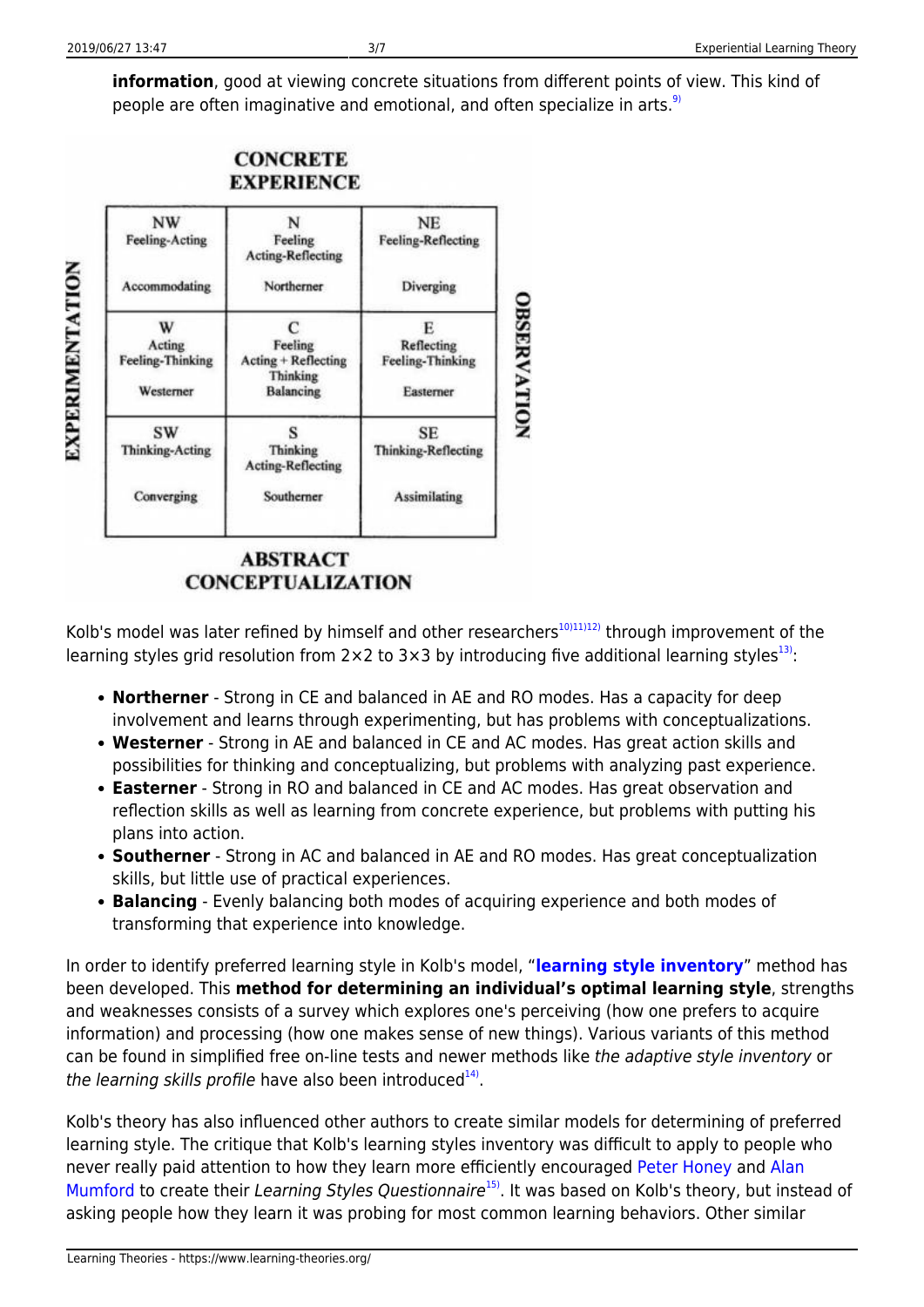**information**, good at viewing concrete situations from different points of view. This kind of people are often imaginative and emotional, and often specialize in arts.[9]

CONCRETE EXPERIENCE

| EXPERIMENTATION | | | | OBSERVATION |
|---|---|---|---|---|
| | NW Feeling-Acting Accommodating | N Feeling Acting-Reflecting Northerner | NE Feeling-Reflecting Diverging | |
| | W Acting Feeling-Thinking Westerner | C Feeling Acting + Reflecting Thinking Balancing | E Reflecting Feeling-Thinking Easterner | |
| | SW Thinking-Acting Converging | S Thinking Acting-Reflecting Southerner | SE Thinking-Reflecting Assimilating | |

ABSTRACT CONCEPTUALIZATION

Kolb's model was later refined by himself and other researchers[10][11][12] through improvement of the learning styles grid resolution from 2×2 to 3×3 by introducing five additional learning styles[13]:

- **Northerner** - Strong in CE and balanced in AE and RO modes. Has a capacity for deep involvement and learns through experimenting, but has problems with conceptualizations.
- **Westerner** - Strong in AE and balanced in CE and AC modes. Has great action skills and possibilities for thinking and conceptualizing, but problems with analyzing past experience.
- **Easterner** - Strong in RO and balanced in CE and AC modes. Has great observation and reflection skills as well as learning from concrete experience, but problems with putting his plans into action.
- **Southerner** - Strong in AC and balanced in AE and RO modes. Has great conceptualization skills, but little use of practical experiences.
- **Balancing** - Evenly balancing both modes of acquiring experience and both modes of transforming that experience into knowledge.

In order to identify preferred learning style in Kolb's model, "**learning style inventory**" method has been developed. This **method for determining an individual's optimal learning style**, strengths and weaknesses consists of a survey which explores one's perceiving (how one prefers to acquire information) and processing (how one makes sense of new things). Various variants of this method can be found in simplified free on-line tests and newer methods like *the adaptive style inventory* or *the learning skills profile* have also been introduced[14].

Kolb's theory has also influenced other authors to create similar models for determining of preferred learning style. The critique that Kolb's learning styles inventory was difficult to apply to people who never really paid attention to how they learn more efficiently encouraged Peter Honey and Alan Mumford to create their *Learning Styles Questionnaire*[15]. It was based on Kolb's theory, but instead of asking people how they learn it was probing for most common learning behaviors. Other similar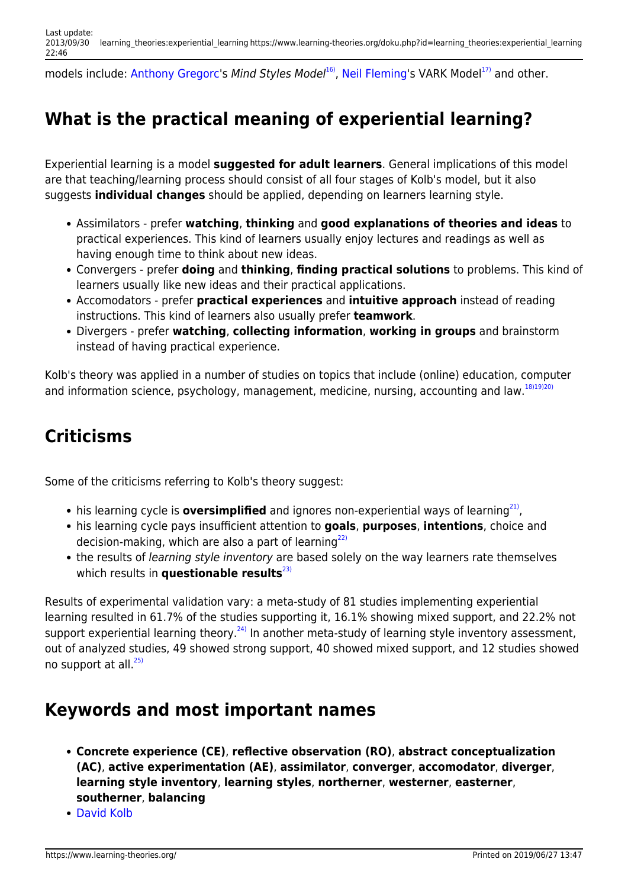models include: Anthony Gregorc's *Mind Styles Model*[16], Neil Fleming's VARK Model[17] and other.

## What is the practical meaning of experiential learning?

Experiential learning is a model **suggested for adult learners**. General implications of this model are that teaching/learning process should consist of all four stages of Kolb's model, but it also suggests **individual changes** should be applied, depending on learners learning style.

- Assimilators - prefer **watching**, **thinking** and **good explanations of theories and ideas** to practical experiences. This kind of learners usually enjoy lectures and readings as well as having enough time to think about new ideas.
- Convergers - prefer **doing** and **thinking**, **finding practical solutions** to problems. This kind of learners usually like new ideas and their practical applications.
- Accomodators - prefer **practical experiences** and **intuitive approach** instead of reading instructions. This kind of learners also usually prefer **teamwork**.
- Divergers - prefer **watching**, **collecting information**, **working in groups** and brainstorm instead of having practical experience.

Kolb's theory was applied in a number of studies on topics that include (online) education, computer and information science, psychology, management, medicine, nursing, accounting and law.[18][19][20]

## Criticisms

Some of the criticisms referring to Kolb's theory suggest:

- his learning cycle is **oversimplified** and ignores non-experiential ways of learning[21],
- his learning cycle pays insufficient attention to **goals**, **purposes**, **intentions**, choice and decision-making, which are also a part of learning[22]
- the results of *learning style inventory* are based solely on the way learners rate themselves which results in **questionable results**[23]

Results of experimental validation vary: a meta-study of 81 studies implementing experiential learning resulted in 61.7% of the studies supporting it, 16.1% showing mixed support, and 22.2% not support experiential learning theory.[24] In another meta-study of learning style inventory assessment, out of analyzed studies, 49 showed strong support, 40 showed mixed support, and 12 studies showed no support at all.[25]

## Keywords and most important names

- **Concrete experience (CE)**, **reflective observation (RO)**, **abstract conceptualization (AC)**, **active experimentation (AE)**, **assimilator**, **converger**, **accomodator**, **diverger**, **learning style inventory**, **learning styles**, **northerner**, **westerner**, **easterner**, **southerner**, **balancing**
- David Kolb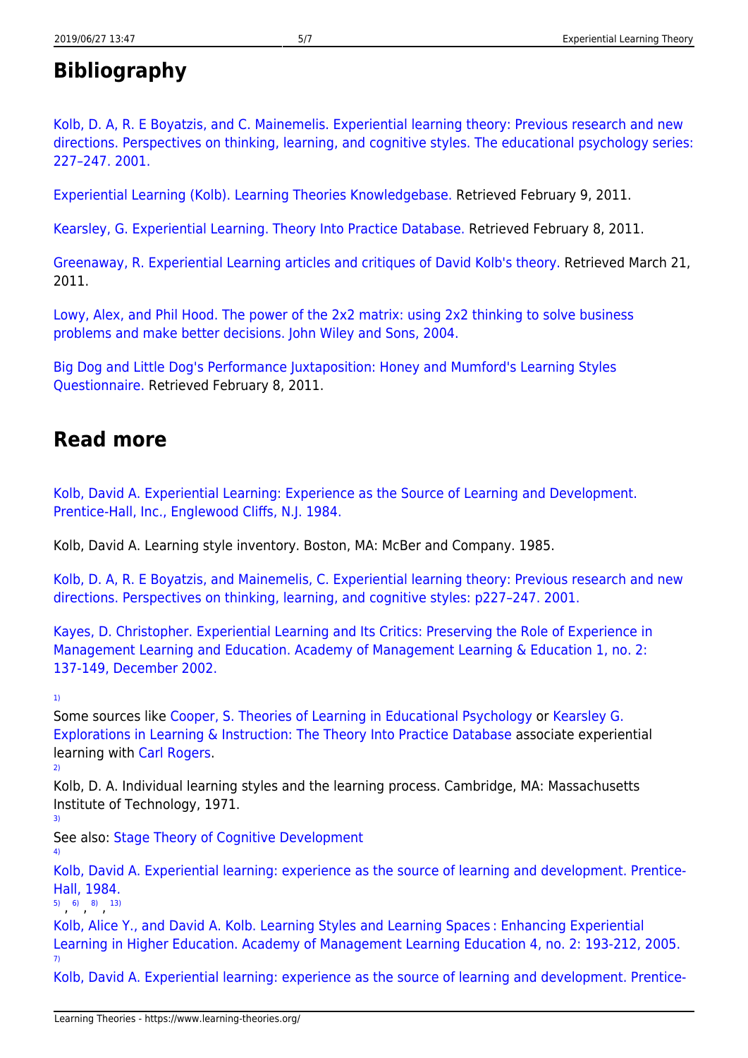## Bibliography

Kolb, D. A, R. E Boyatzis, and C. Mainemelis. Experiential learning theory: Previous research and new directions. Perspectives on thinking, learning, and cognitive styles. The educational psychology series: 227–247. 2001.

Experiential Learning (Kolb). Learning Theories Knowledgebase. Retrieved February 9, 2011.

Kearsley, G. Experiential Learning. Theory Into Practice Database. Retrieved February 8, 2011.

Greenaway, R. Experiential Learning articles and critiques of David Kolb's theory. Retrieved March 21, 2011.

Lowy, Alex, and Phil Hood. The power of the 2x2 matrix: using 2x2 thinking to solve business problems and make better decisions. John Wiley and Sons, 2004.

Big Dog and Little Dog's Performance Juxtaposition: Honey and Mumford's Learning Styles Questionnaire. Retrieved February 8, 2011.

## Read more

Kolb, David A. Experiential Learning: Experience as the Source of Learning and Development. Prentice-Hall, Inc., Englewood Cliffs, N.J. 1984.

Kolb, David A. Learning style inventory. Boston, MA: McBer and Company. 1985.

Kolb, D. A, R. E Boyatzis, and Mainemelis, C. Experiential learning theory: Previous research and new directions. Perspectives on thinking, learning, and cognitive styles: p227–247. 2001.

Kayes, D. Christopher. Experiential Learning and Its Critics: Preserving the Role of Experience in Management Learning and Education. Academy of Management Learning & Education 1, no. 2: 137-149, December 2002.

[1]
Some sources like Cooper, S. Theories of Learning in Educational Psychology or Kearsley G. Explorations in Learning & Instruction: The Theory Into Practice Database associate experiential learning with Carl Rogers.

[2]
Kolb, D. A. Individual learning styles and the learning process. Cambridge, MA: Massachusetts Institute of Technology, 1971.

[3]
See also: Stage Theory of Cognitive Development

[4]
Kolb, David A. Experiential learning: experience as the source of learning and development. Prentice-Hall, 1984.

[5], [6], [8], [13]
Kolb, Alice Y., and David A. Kolb. Learning Styles and Learning Spaces : Enhancing Experiential Learning in Higher Education. Academy of Management Learning Education 4, no. 2: 193-212, 2005.

[7]
Kolb, David A. Experiential learning: experience as the source of learning and development. Prentice-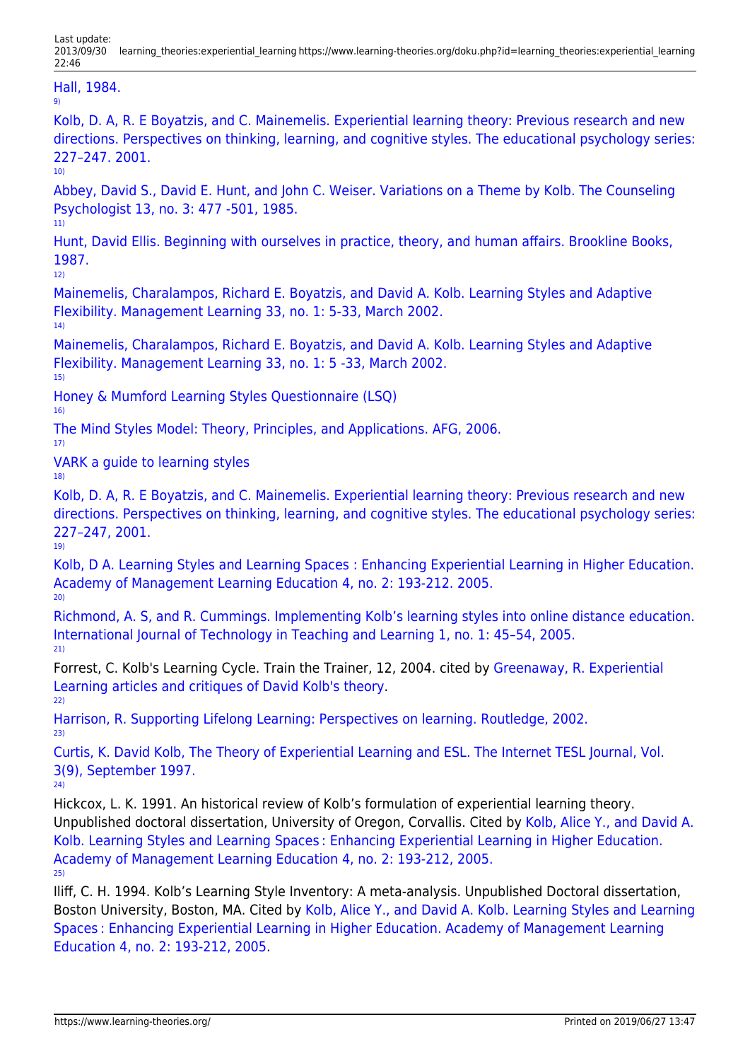Hall, 1984.

[9] Kolb, D. A, R. E Boyatzis, and C. Mainemelis. Experiential learning theory: Previous research and new directions. Perspectives on thinking, learning, and cognitive styles. The educational psychology series: 227–247. 2001.

[10] Abbey, David S., David E. Hunt, and John C. Weiser. Variations on a Theme by Kolb. The Counseling Psychologist 13, no. 3: 477 -501, 1985.

[11] Hunt, David Ellis. Beginning with ourselves in practice, theory, and human affairs. Brookline Books, 1987.

[12] Mainemelis, Charalampos, Richard E. Boyatzis, and David A. Kolb. Learning Styles and Adaptive Flexibility. Management Learning 33, no. 1: 5-33, March 2002.

[14] Mainemelis, Charalampos, Richard E. Boyatzis, and David A. Kolb. Learning Styles and Adaptive Flexibility. Management Learning 33, no. 1: 5 -33, March 2002.

[15] Honey & Mumford Learning Styles Questionnaire (LSQ)

[16] The Mind Styles Model: Theory, Principles, and Applications. AFG, 2006.

[17] VARK a guide to learning styles

[18] Kolb, D. A, R. E Boyatzis, and C. Mainemelis. Experiential learning theory: Previous research and new directions. Perspectives on thinking, learning, and cognitive styles. The educational psychology series: 227–247, 2001.

[19] Kolb, D A. Learning Styles and Learning Spaces : Enhancing Experiential Learning in Higher Education. Academy of Management Learning Education 4, no. 2: 193-212. 2005.

[20] Richmond, A. S, and R. Cummings. Implementing Kolb's learning styles into online distance education. International Journal of Technology in Teaching and Learning 1, no. 1: 45–54, 2005.

[21] Forrest, C. Kolb's Learning Cycle. Train the Trainer, 12, 2004. cited by Greenaway, R. Experiential Learning articles and critiques of David Kolb's theory.

[22] Harrison, R. Supporting Lifelong Learning: Perspectives on learning. Routledge, 2002.

[23] Curtis, K. David Kolb, The Theory of Experiential Learning and ESL. The Internet TESL Journal, Vol. 3(9), September 1997.

[24] Hickcox, L. K. 1991. An historical review of Kolb's formulation of experiential learning theory. Unpublished doctoral dissertation, University of Oregon, Corvallis. Cited by Kolb, Alice Y., and David A. Kolb. Learning Styles and Learning Spaces : Enhancing Experiential Learning in Higher Education. Academy of Management Learning Education 4, no. 2: 193-212, 2005.

[25] Iliff, C. H. 1994. Kolb's Learning Style Inventory: A meta-analysis. Unpublished Doctoral dissertation, Boston University, Boston, MA. Cited by Kolb, Alice Y., and David A. Kolb. Learning Styles and Learning Spaces : Enhancing Experiential Learning in Higher Education. Academy of Management Learning Education 4, no. 2: 193-212, 2005.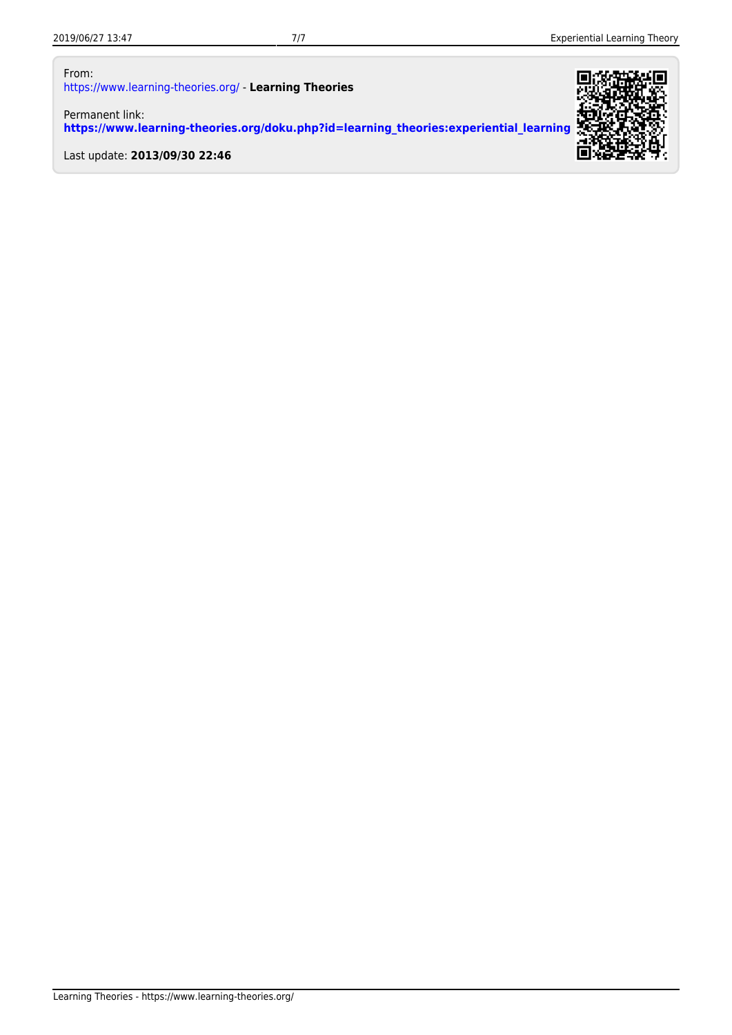From:
https://www.learning-theories.org/ - **Learning Theories**

Permanent link:
**https://www.learning-theories.org/doku.php?id=learning_theories:experiential_learning**

Last update: **2013/09/30 22:46**